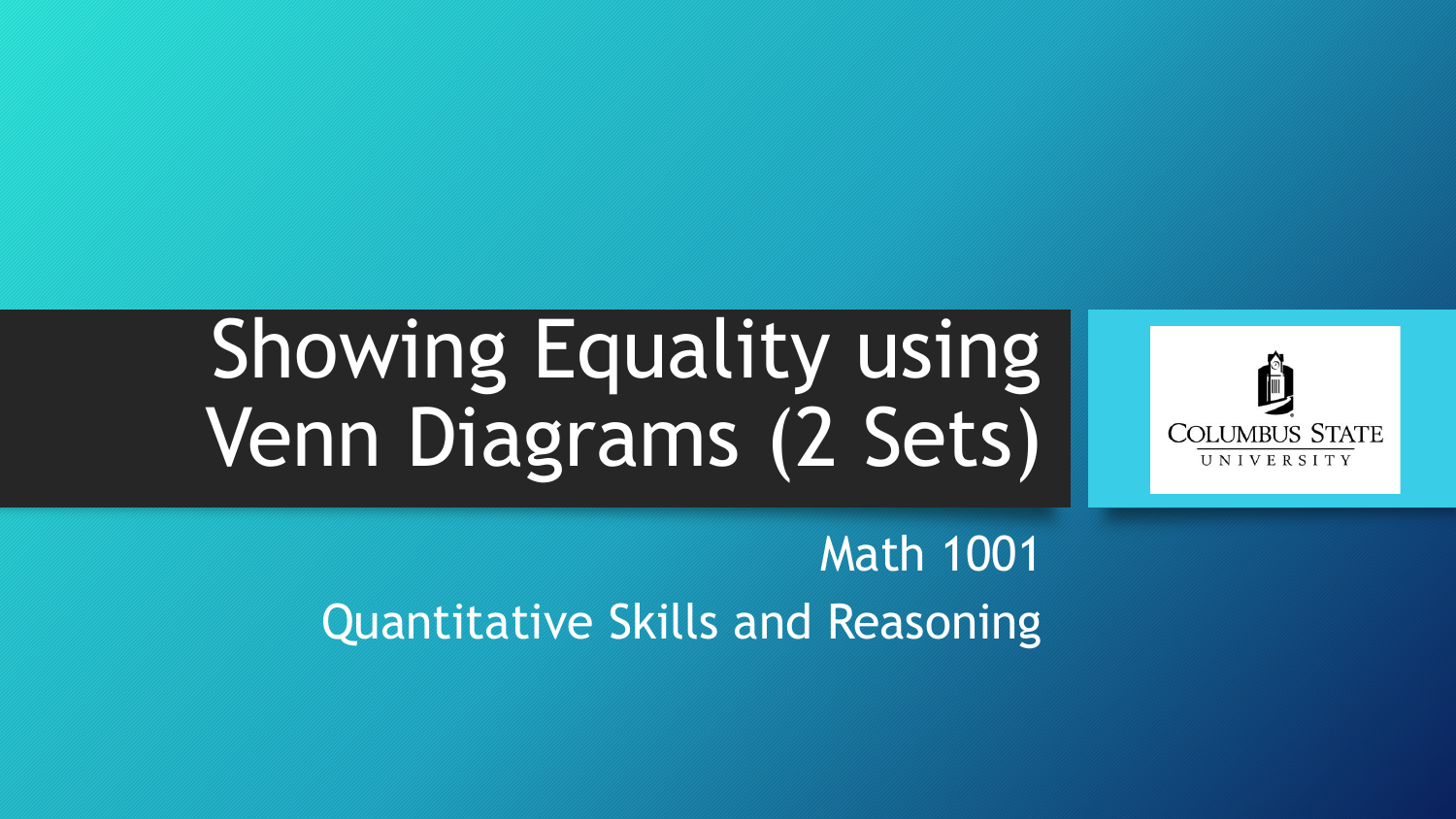# Showing Equality using Venn Diagrams (2 Sets)

Math 1001

Quantitative Skills and Reasoning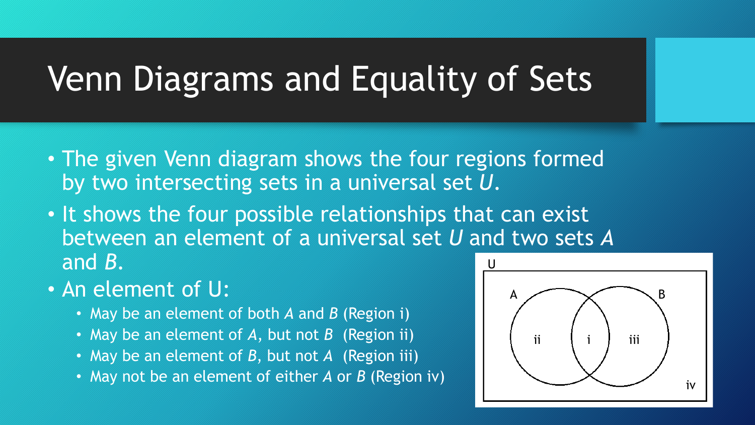# Venn Diagrams and Equality of Sets

- The given Venn diagram shows the four regions formed by two intersecting sets in a universal set $U$.
- It shows the four possible relationships that can exist between an element of a universal set $U$ and two sets $A$ and $B$.
- An element of U:
  - May be an element of both $A$ and $B$ (Region i)
  - May be an element of $A$, but not $B$ (Region ii)
  - May be an element of $B$, but not $A$ (Region iii)
  - May not be an element of either $A$ or $B$ (Region iv)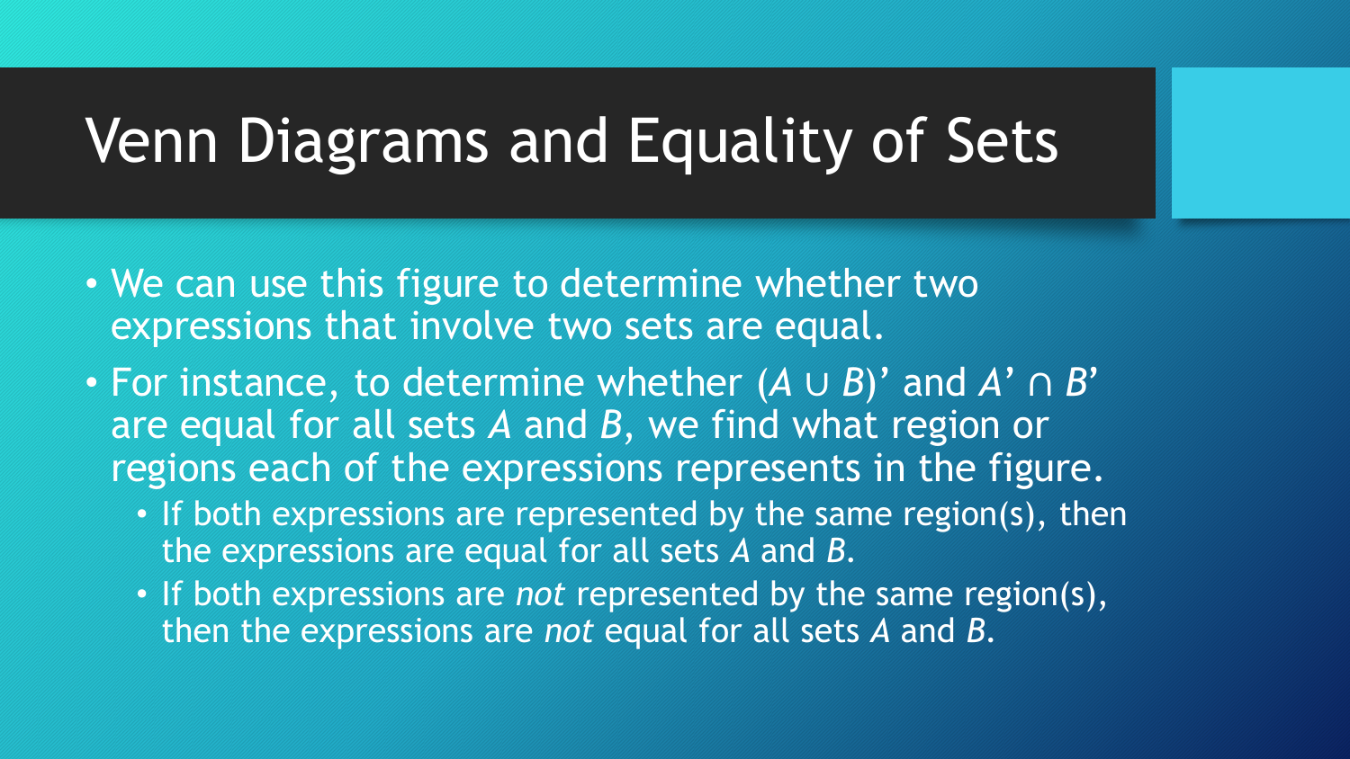# Venn Diagrams and Equality of Sets

- We can use this figure to determine whether two expressions that involve two sets are equal.
- For instance, to determine whether $(A \cup B)'$ and $A' \cap B'$ are equal for all sets $A$ and $B$, we find what region or regions each of the expressions represents in the figure.
  - If both expressions are represented by the same region(s), then the expressions are equal for all sets $A$ and $B$.
  - If both expressions are *not* represented by the same region(s), then the expressions are *not* equal for all sets $A$ and $B$.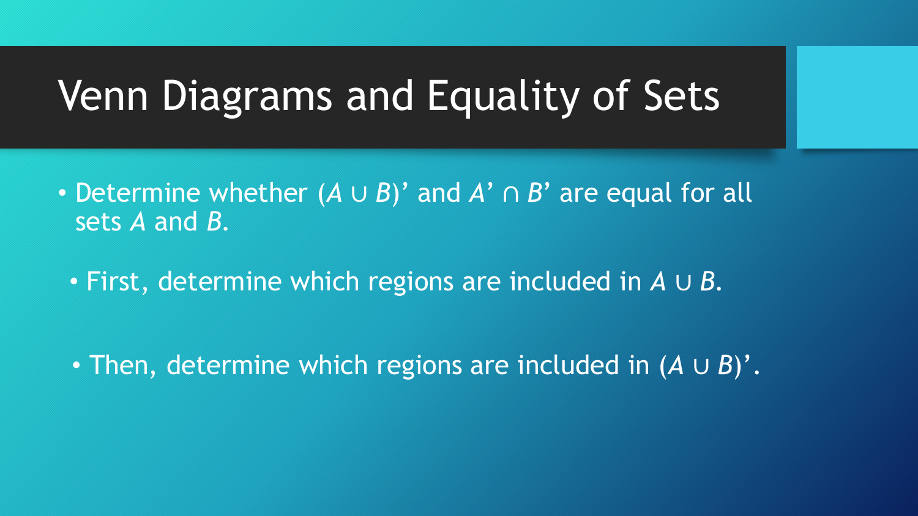# Venn Diagrams and Equality of Sets

- Determine whether $(A \cup B)'$ and $A' \cap B'$ are equal for all sets $A$ and $B$.
  - First, determine which regions are included in $A \cup B$.
  - Then, determine which regions are included in $(A \cup B)'$.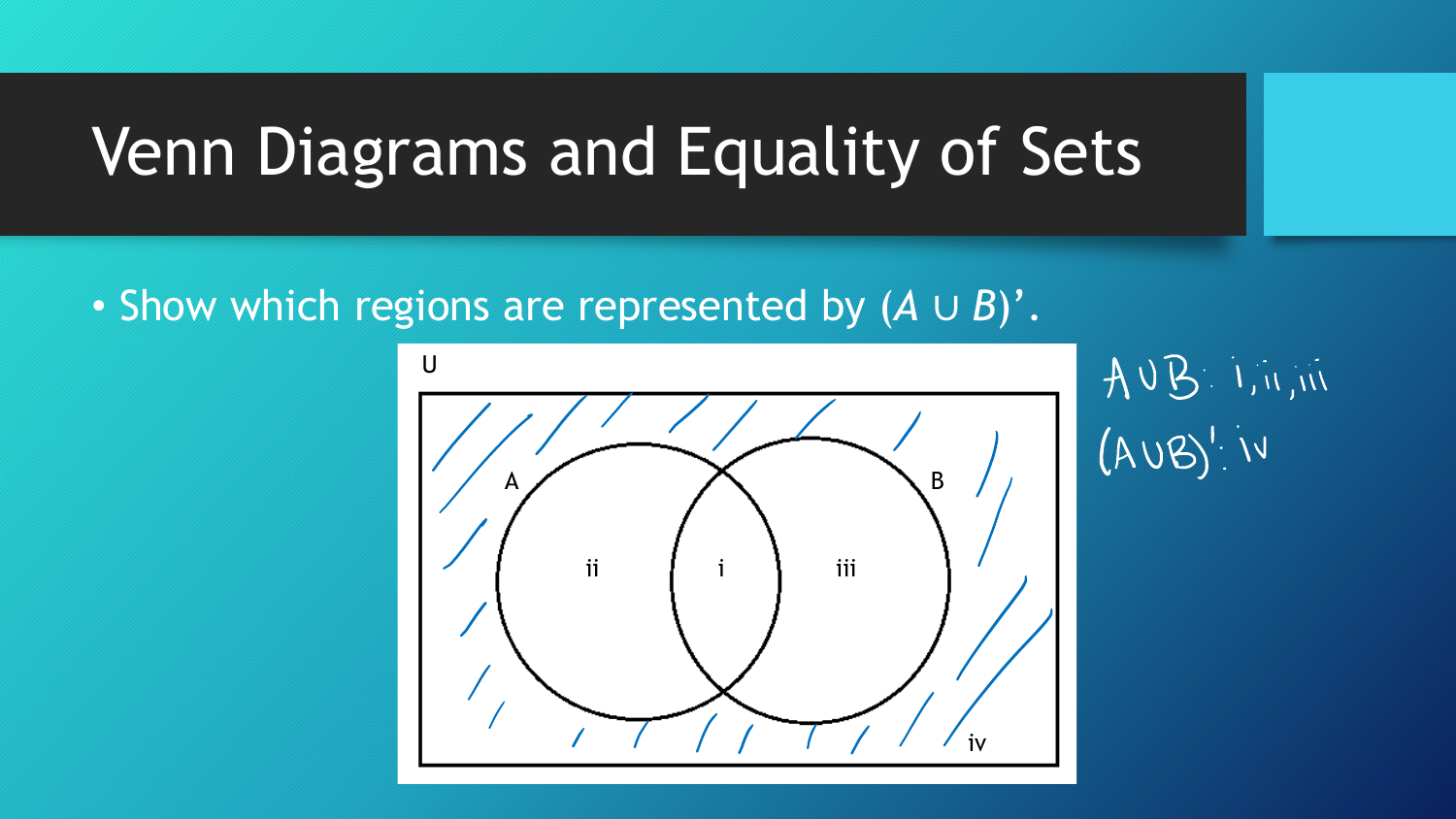# Venn Diagrams and Equality of Sets

- Show which regions are represented by $(A \cup B)'$.

U

A

B

ii

i

iii

iv

$A \cup B$: i, ii, iii

$(A \cup B)'$: iv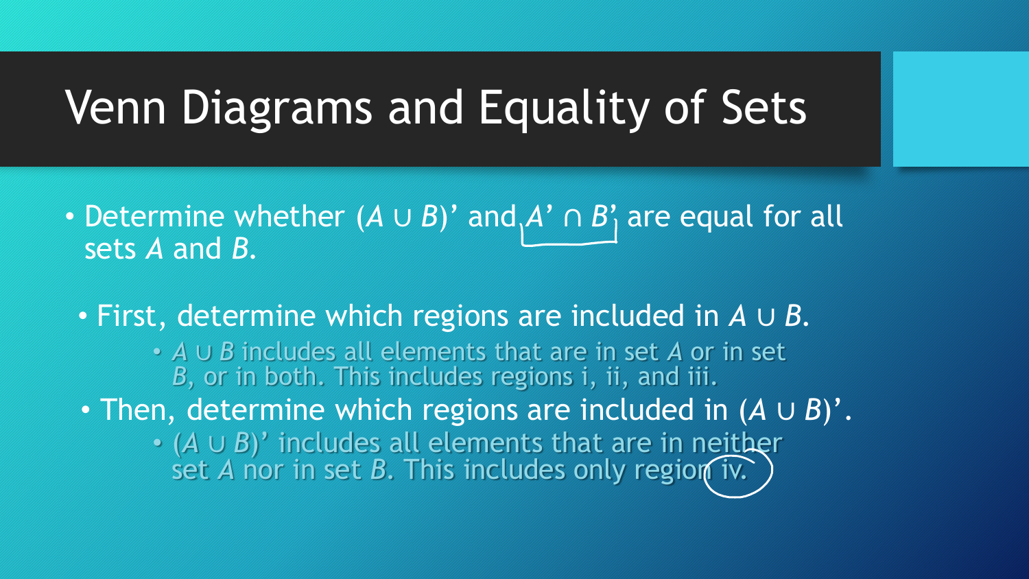# Venn Diagrams and Equality of Sets

- Determine whether $(A \cup B)'$ and $A' \cap B'$ are equal for all sets $A$ and $B$.
  - First, determine which regions are included in $A \cup B$.
    - $A \cup B$ includes all elements that are in set $A$ or in set $B$, or in both. This includes regions i, ii, and iii.
  - Then, determine which regions are included in $(A \cup B)'$.
    - $(A \cup B)'$ includes all elements that are in neither set $A$ nor in set $B$. This includes only region iv.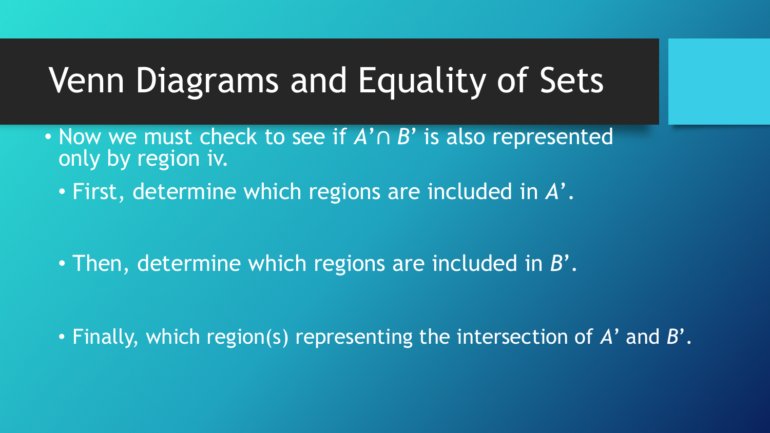# Venn Diagrams and Equality of Sets

- Now we must check to see if $A' \cap B'$ is also represented only by region iv.
  - First, determine which regions are included in $A'$.
  - Then, determine which regions are included in $B'$.
  - Finally, which region(s) representing the intersection of $A'$ and $B'$.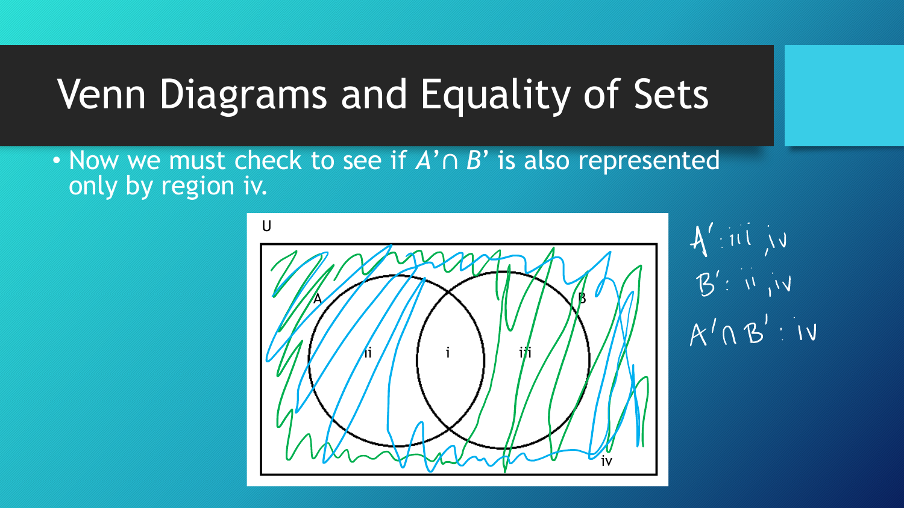# Venn Diagrams and Equality of Sets

- Now we must check to see if $A' \cap B'$ is also represented only by region iv.

U

A

B

ii

i

iii

iv

$A'$: iii, iv

$B'$: ii, iv

$A' \cap B'$: iv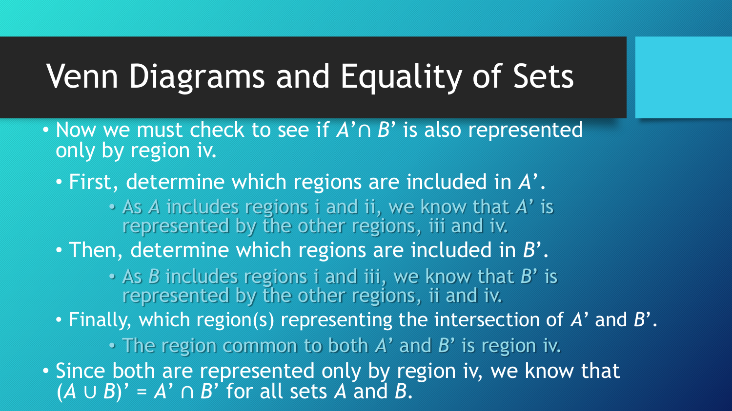# Venn Diagrams and Equality of Sets

- Now we must check to see if $A' \cap B'$ is also represented only by region iv.
  - First, determine which regions are included in $A'$.
    - As $A$ includes regions i and ii, we know that $A'$ is represented by the other regions, iii and iv.
  - Then, determine which regions are included in $B'$.
    - As $B$ includes regions i and iii, we know that $B'$ is represented by the other regions, ii and iv.
  - Finally, which region(s) representing the intersection of $A'$ and $B'$.
    - The region common to both $A'$ and $B'$ is region iv.
- Since both are represented only by region iv, we know that $(A \cup B)' = A' \cap B'$ for all sets $A$ and $B$.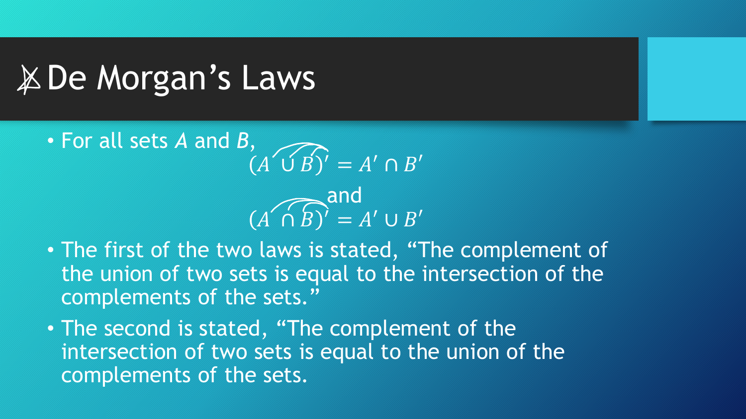# De Morgan's Laws

- For all sets *A* and *B*,

$$(A \cup B)' = A' \cap B'$$

and

$$(A \cap B)' = A' \cup B'$$

- The first of the two laws is stated, "The complement of the union of two sets is equal to the intersection of the complements of the sets."
- The second is stated, "The complement of the intersection of two sets is equal to the union of the complements of the sets.